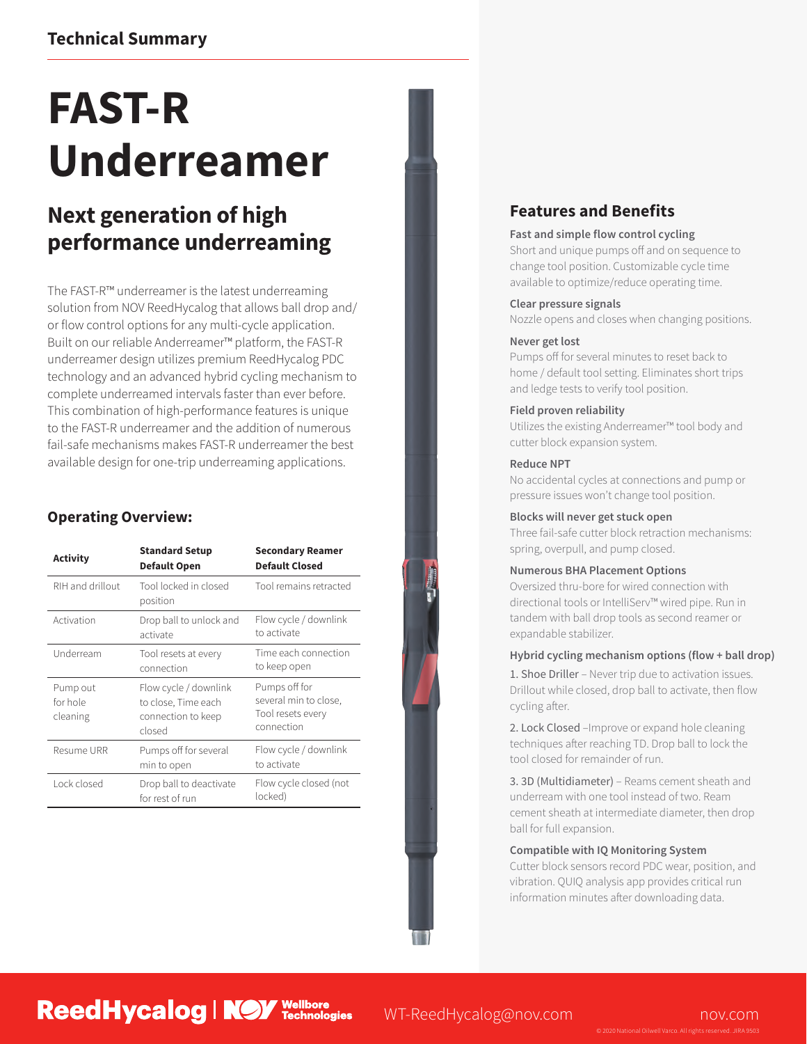Technical Summary

# FAST-R Underreamer

## Next generation of high performance underreaming

The FAST-R™ underreamer is the latest underreaming solution from NOV ReedHycalog that allows ball drop and/ or flow control options for any multi-cycle application. Built on our reliable Anderreamer™ platform, the FAST-R underreamer design utilizes premium ReedHycalog PDC technology and an advanced hybrid cycling mechanism to complete underreamed intervals faster than ever before. This combination of high-performance features is unique to the FAST-R underreamer and the addition of numerous fail-safe mechanisms makes FAST-R underreamer the best available design for one-trip underreaming applications.

### Operating Overview:

| Activity | Standard Setup Default Open | Secondary Reamer Default Closed |
|---|---|---|
| RIH and drillout | Tool locked in closed position | Tool remains retracted |
| Activation | Drop ball to unlock and activate | Flow cycle / downlink to activate |
| Underream | Tool resets at every connection | Time each connection to keep open |
| Pump out for hole cleaning | Flow cycle / downlink to close, Time each connection to keep closed | Pumps off for several min to close, Tool resets every connection |
| Resume URR | Pumps off for several min to open | Flow cycle / downlink to activate |
| Lock closed | Drop ball to deactivate for rest of run | Flow cycle closed (not locked) |

## Features and Benefits

**Fast and simple flow control cycling**
Short and unique pumps off and on sequence to change tool position. Customizable cycle time available to optimize/reduce operating time.

**Clear pressure signals**
Nozzle opens and closes when changing positions.

**Never get lost**
Pumps off for several minutes to reset back to home / default tool setting. Eliminates short trips and ledge tests to verify tool position.

**Field proven reliability**
Utilizes the existing Anderreamer™ tool body and cutter block expansion system.

**Reduce NPT**
No accidental cycles at connections and pump or pressure issues won't change tool position.

**Blocks will never get stuck open**
Three fail-safe cutter block retraction mechanisms: spring, overpull, and pump closed.

**Numerous BHA Placement Options**
Oversized thru-bore for wired connection with directional tools or IntelliServ™ wired pipe. Run in tandem with ball drop tools as second reamer or expandable stabilizer.

**Hybrid cycling mechanism options (flow + ball drop)**

1. Shoe Driller – Never trip due to activation issues. Drillout while closed, drop ball to activate, then flow cycling after.

2. Lock Closed –Improve or expand hole cleaning techniques after reaching TD. Drop ball to lock the tool closed for remainder of run.

3. 3D (Multidiameter) – Reams cement sheath and underream with one tool instead of two. Ream cement sheath at intermediate diameter, then drop ball for full expansion.

**Compatible with IQ Monitoring System**
Cutter block sensors record PDC wear, position, and vibration. QUIQ analysis app provides critical run information minutes after downloading data.

ReedHycalog | NOV Wellbore Technologies WT-ReedHycalog@nov.com nov.com

© 2020 National Oilwell Varco. All rights reserved. JIRA 9503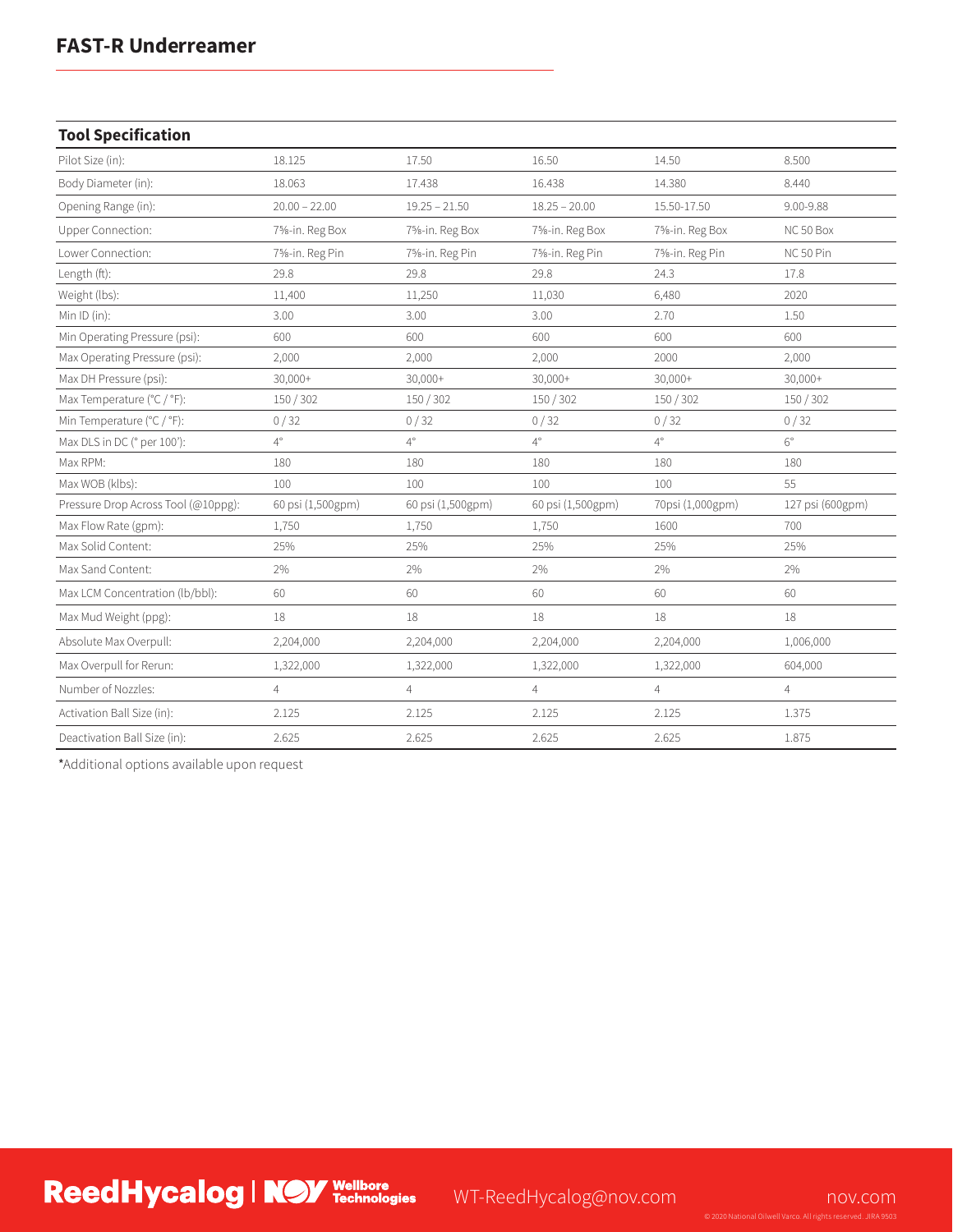# FAST-R Underreamer

## Tool Specification

| | | | | | |
|---|---|---|---|---|---|
| Pilot Size (in): | 18.125 | 17.50 | 16.50 | 14.50 | 8.500 |
| Body Diameter (in): | 18.063 | 17.438 | 16.438 | 14.380 | 8.440 |
| Opening Range (in): | 20.00 – 22.00 | 19.25 – 21.50 | 18.25 – 20.00 | 15.50-17.50 | 9.00-9.88 |
| Upper Connection: | 7⅝-in. Reg Box | 7⅝-in. Reg Box | 7⅝-in. Reg Box | 7⅝-in. Reg Box | NC 50 Box |
| Lower Connection: | 7⅝-in. Reg Pin | 7⅝-in. Reg Pin | 7⅝-in. Reg Pin | 7⅝-in. Reg Pin | NC 50 Pin |
| Length (ft): | 29.8 | 29.8 | 29.8 | 24.3 | 17.8 |
| Weight (lbs): | 11,400 | 11,250 | 11,030 | 6,480 | 2020 |
| Min ID (in): | 3.00 | 3.00 | 3.00 | 2.70 | 1.50 |
| Min Operating Pressure (psi): | 600 | 600 | 600 | 600 | 600 |
| Max Operating Pressure (psi): | 2,000 | 2,000 | 2,000 | 2000 | 2,000 |
| Max DH Pressure (psi): | 30,000+ | 30,000+ | 30,000+ | 30,000+ | 30,000+ |
| Max Temperature (°C / °F): | 150 / 302 | 150 / 302 | 150 / 302 | 150 / 302 | 150 / 302 |
| Min Temperature (°C / °F): | 0 / 32 | 0 / 32 | 0 / 32 | 0 / 32 | 0 / 32 |
| Max DLS in DC (° per 100'): | 4° | 4° | 4° | 4° | 6° |
| Max RPM: | 180 | 180 | 180 | 180 | 180 |
| Max WOB (klbs): | 100 | 100 | 100 | 100 | 55 |
| Pressure Drop Across Tool (@10ppg): | 60 psi (1,500gpm) | 60 psi (1,500gpm) | 60 psi (1,500gpm) | 70psi (1,000gpm) | 127 psi (600gpm) |
| Max Flow Rate (gpm): | 1,750 | 1,750 | 1,750 | 1600 | 700 |
| Max Solid Content: | 25% | 25% | 25% | 25% | 25% |
| Max Sand Content: | 2% | 2% | 2% | 2% | 2% |
| Max LCM Concentration (lb/bbl): | 60 | 60 | 60 | 60 | 60 |
| Max Mud Weight (ppg): | 18 | 18 | 18 | 18 | 18 |
| Absolute Max Overpull: | 2,204,000 | 2,204,000 | 2,204,000 | 2,204,000 | 1,006,000 |
| Max Overpull for Rerun: | 1,322,000 | 1,322,000 | 1,322,000 | 1,322,000 | 604,000 |
| Number of Nozzles: | 4 | 4 | 4 | 4 | 4 |
| Activation Ball Size (in): | 2.125 | 2.125 | 2.125 | 2.125 | 1.375 |
| Deactivation Ball Size (in): | 2.625 | 2.625 | 2.625 | 2.625 | 1.875 |

*Additional options available upon request

ReedHycalog | NOV Wellbore Technologies WT-ReedHycalog@nov.com nov.com

© 2020 National Oilwell Varco. All rights reserved. JIRA 9503